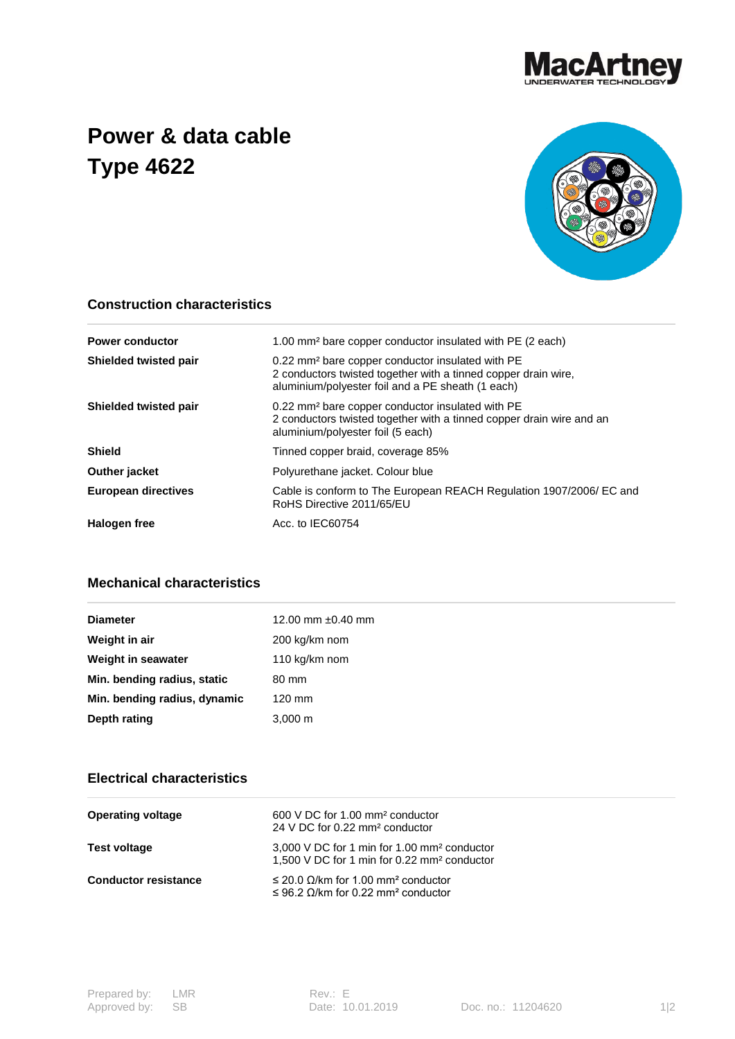# Power & data cable Type 4622

## Construction characteristics

| | |
|---|---|
| **Power conductor** | 1.00 mm² bare copper conductor insulated with PE (2 each) |
| **Shielded twisted pair** | 0.22 mm² bare copper conductor insulated with PE<br>2 conductors twisted together with a tinned copper drain wire, aluminium/polyester foil and a PE sheath (1 each) |
| **Shielded twisted pair** | 0.22 mm² bare copper conductor insulated with PE<br>2 conductors twisted together with a tinned copper drain wire and an aluminium/polyester foil (5 each) |
| **Shield** | Tinned copper braid, coverage 85% |
| **Outher jacket** | Polyurethane jacket. Colour blue |
| **European directives** | Cable is conform to The European REACH Regulation 1907/2006/ EC and RoHS Directive 2011/65/EU |
| **Halogen free** | Acc. to IEC60754 |

## Mechanical characteristics

| | |
|---|---|
| **Diameter** | 12.00 mm ±0.40 mm |
| **Weight in air** | 200 kg/km nom |
| **Weight in seawater** | 110 kg/km nom |
| **Min. bending radius, static** | 80 mm |
| **Min. bending radius, dynamic** | 120 mm |
| **Depth rating** | 3,000 m |

## Electrical characteristics

| | |
|---|---|
| **Operating voltage** | 600 V DC for 1.00 mm² conductor<br>24 V DC for 0.22 mm² conductor |
| **Test voltage** | 3,000 V DC for 1 min for 1.00 mm² conductor<br>1,500 V DC for 1 min for 0.22 mm² conductor |
| **Conductor resistance** | ≤ 20.0 Ω/km for 1.00 mm² conductor<br>≤ 96.2 Ω/km for 0.22 mm² conductor |

Prepared by: LMR
Approved by: SB
Rev.: E
Date: 10.01.2019
Doc. no.: 11204620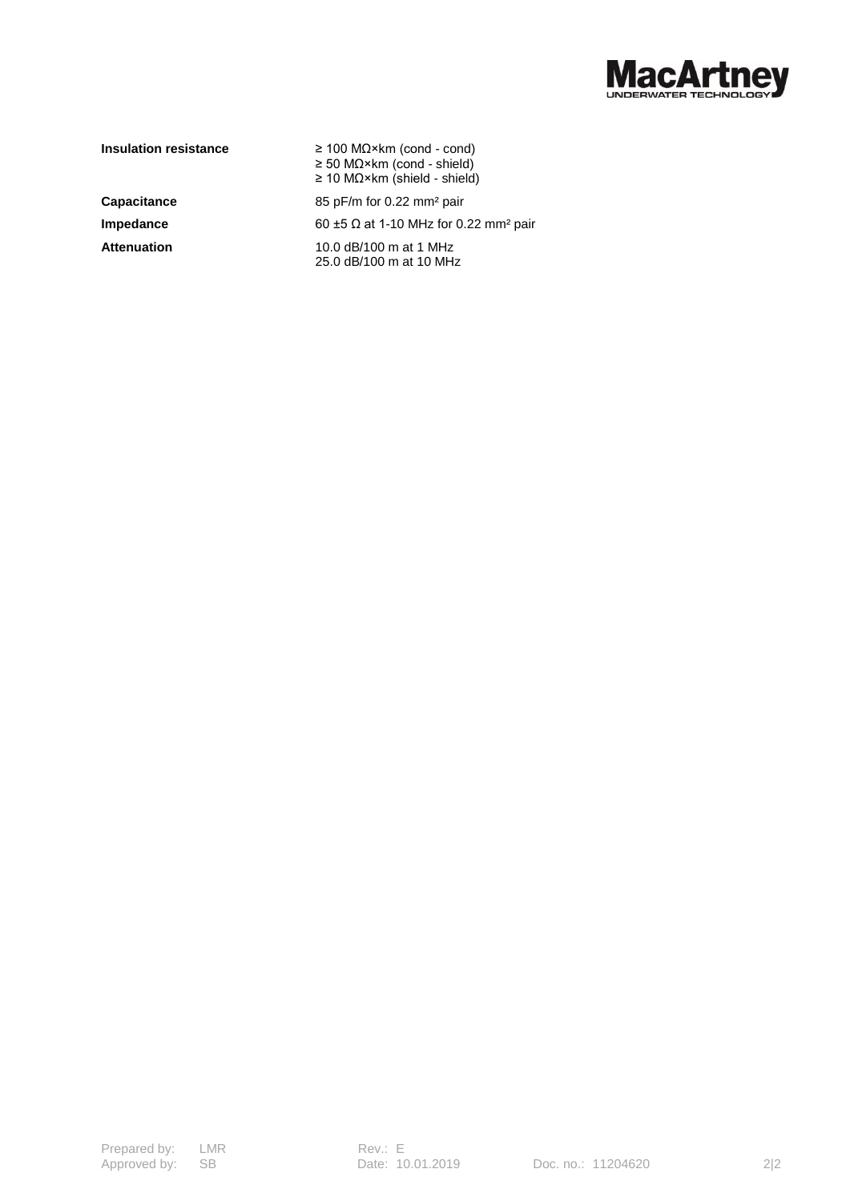| | |
|---|---|
| **Insulation resistance** | ≥ 100 MΩ×km (cond - cond)<br>≥ 50 MΩ×km (cond - shield)<br>≥ 10 MΩ×km (shield - shield) |
| **Capacitance** | 85 pF/m for 0.22 mm² pair |
| **Impedance** | 60 ±5 Ω at 1-10 MHz for 0.22 mm² pair |
| **Attenuation** | 10.0 dB/100 m at 1 MHz<br>25.0 dB/100 m at 10 MHz |

Prepared by: LMR
Approved by: SB
Rev.: E
Date: 10.01.2019
Doc. no.: 11204620